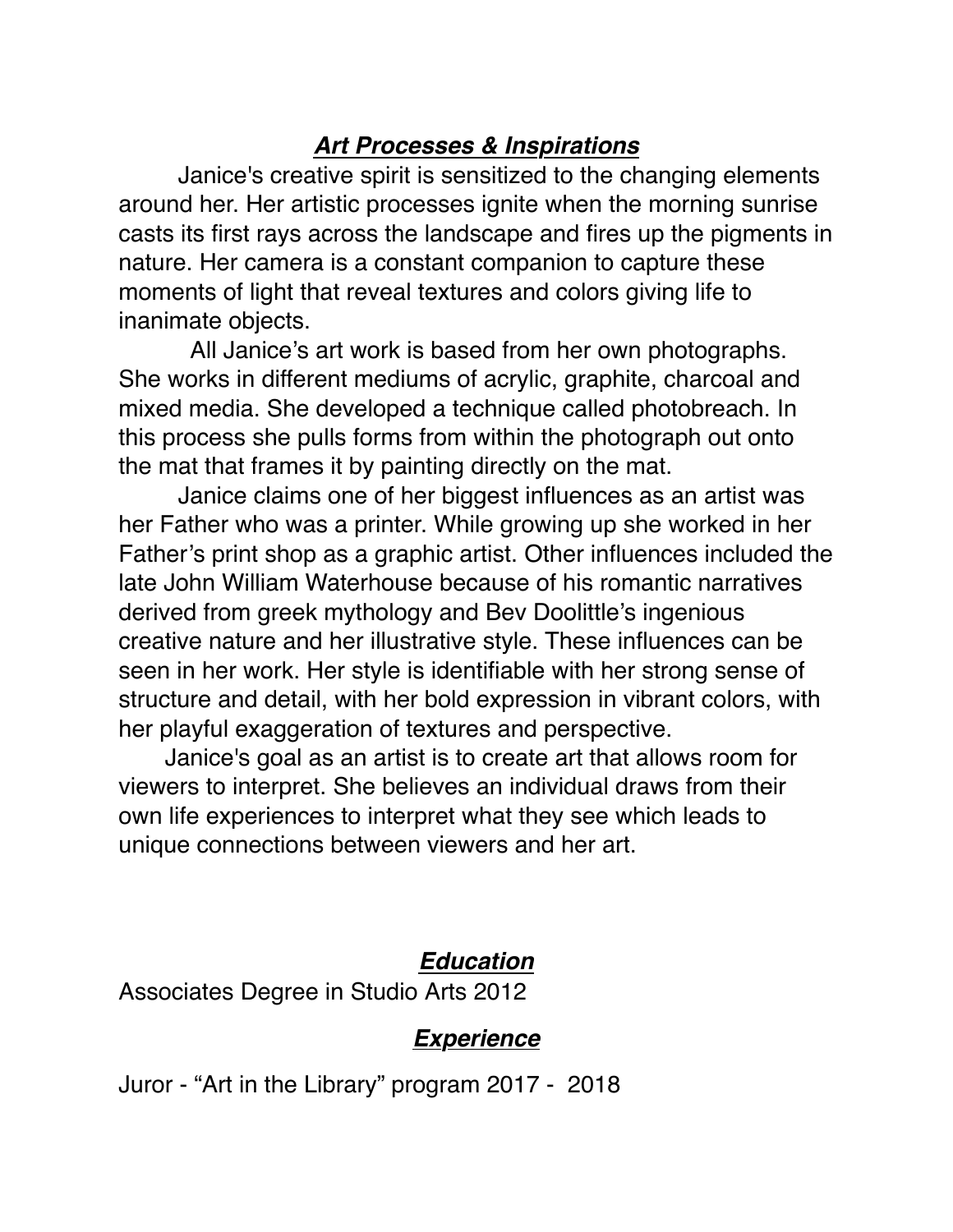## ***Art Processes & Inspirations***

Janice's creative spirit is sensitized to the changing elements around her. Her artistic processes ignite when the morning sunrise casts its first rays across the landscape and fires up the pigments in nature. Her camera is a constant companion to capture these moments of light that reveal textures and colors giving life to inanimate objects.

All Janice's art work is based from her own photographs. She works in different mediums of acrylic, graphite, charcoal and mixed media. She developed a technique called photobreach. In this process she pulls forms from within the photograph out onto the mat that frames it by painting directly on the mat.

Janice claims one of her biggest influences as an artist was her Father who was a printer. While growing up she worked in her Father's print shop as a graphic artist. Other influences included the late John William Waterhouse because of his romantic narratives derived from greek mythology and Bev Doolittle's ingenious creative nature and her illustrative style. These influences can be seen in her work. Her style is identifiable with her strong sense of structure and detail, with her bold expression in vibrant colors, with her playful exaggeration of textures and perspective.

Janice's goal as an artist is to create art that allows room for viewers to interpret. She believes an individual draws from their own life experiences to interpret what they see which leads to unique connections between viewers and her art.

## ***Education***

Associates Degree in Studio Arts 2012

## ***Experience***

Juror - "Art in the Library" program 2017 - 2018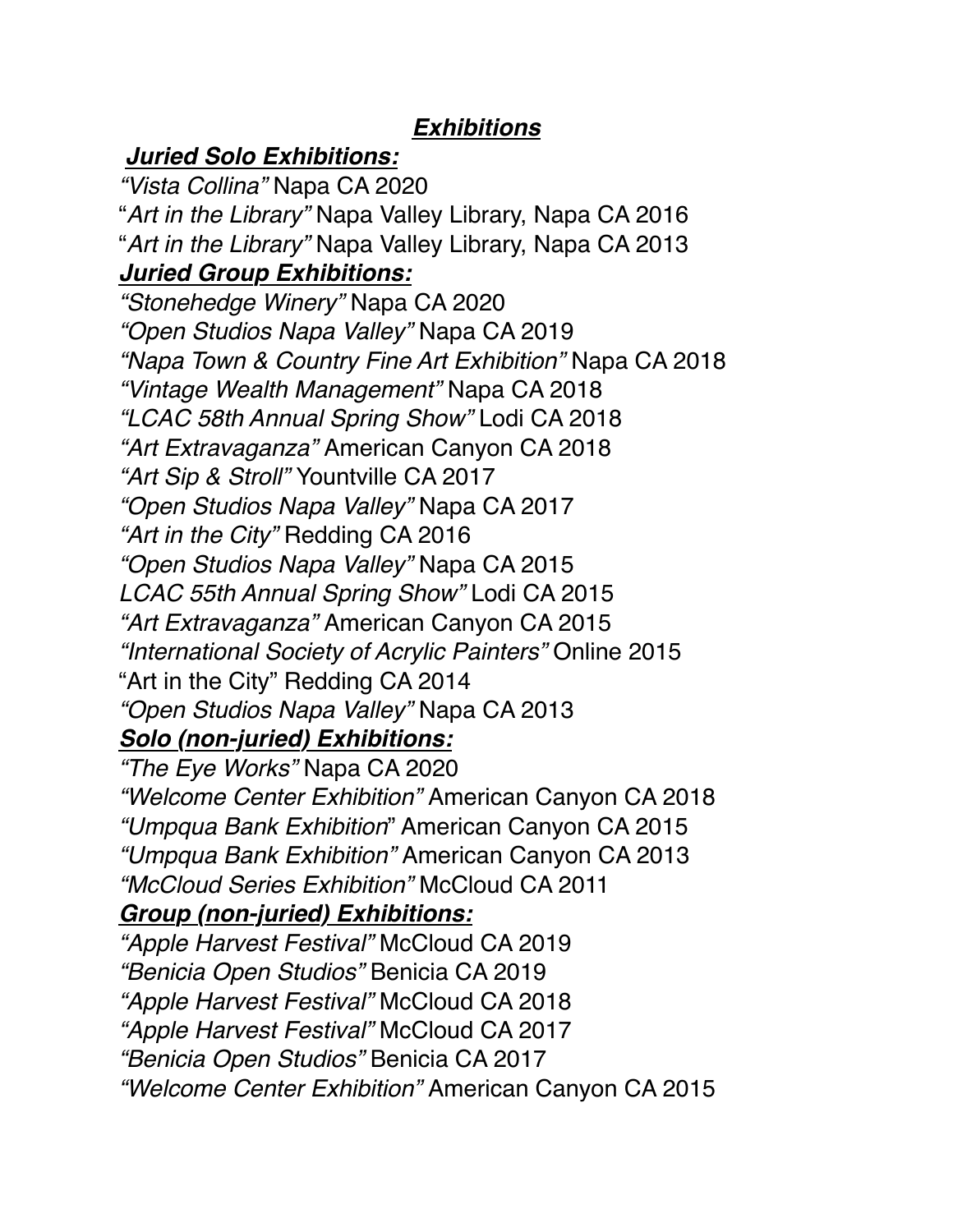## ***Exhibitions***

### ***Juried Solo Exhibitions:***

*"Vista Collina"* Napa CA 2020
"*Art in the Library"* Napa Valley Library, Napa CA 2016
"*Art in the Library"* Napa Valley Library, Napa CA 2013

### ***Juried Group Exhibitions:***

*"Stonehedge Winery"* Napa CA 2020
*"Open Studios Napa Valley"* Napa CA 2019
*"Napa Town & Country Fine Art Exhibition"* Napa CA 2018
*"Vintage Wealth Management"* Napa CA 2018
*"LCAC 58th Annual Spring Show"* Lodi CA 2018
*"Art Extravaganza"* American Canyon CA 2018
*"Art Sip & Stroll"* Yountville CA 2017
*"Open Studios Napa Valley"* Napa CA 2017
*"Art in the City"* Redding CA 2016
*"Open Studios Napa Valley"* Napa CA 2015
*LCAC 55th Annual Spring Show"* Lodi CA 2015
*"Art Extravaganza"* American Canyon CA 2015
*"International Society of Acrylic Painters"* Online 2015
"Art in the City" Redding CA 2014
*"Open Studios Napa Valley"* Napa CA 2013

### ***Solo (non-juried) Exhibitions:***

*"The Eye Works"* Napa CA 2020
*"Welcome Center Exhibition"* American Canyon CA 2018
*"Umpqua Bank Exhibition*" American Canyon CA 2015
*"Umpqua Bank Exhibition"* American Canyon CA 2013
*"McCloud Series Exhibition"* McCloud CA 2011

### ***Group (non-juried) Exhibitions:***

*"Apple Harvest Festival"* McCloud CA 2019
*"Benicia Open Studios"* Benicia CA 2019
*"Apple Harvest Festival"* McCloud CA 2018
*"Apple Harvest Festival"* McCloud CA 2017
*"Benicia Open Studios"* Benicia CA 2017
*"Welcome Center Exhibition"* American Canyon CA 2015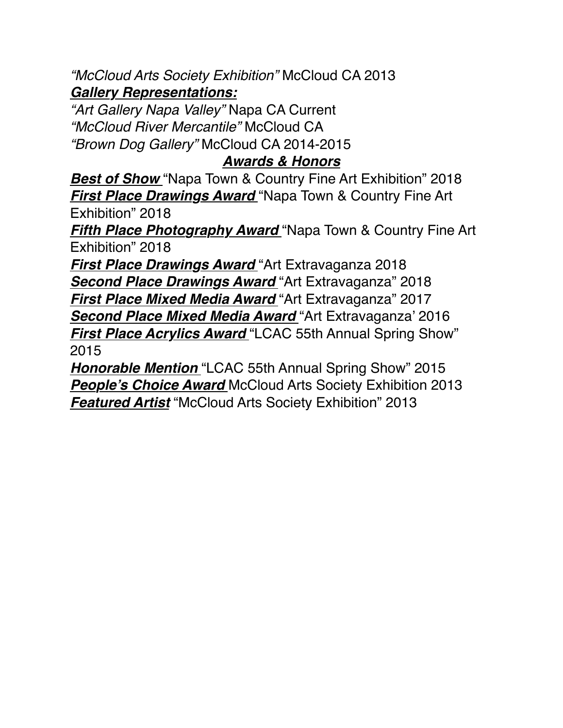*"McCloud Arts Society Exhibition"* McCloud CA 2013

***Gallery Representations:***

*"Art Gallery Napa Valley"* Napa CA Current
*"McCloud River Mercantile"* McCloud CA
*"Brown Dog Gallery"* McCloud CA 2014-2015

## ***Awards & Honors***

***Best of Show*** "Napa Town & Country Fine Art Exhibition" 2018
***First Place Drawings Award*** "Napa Town & Country Fine Art Exhibition" 2018
***Fifth Place Photography Award*** "Napa Town & Country Fine Art Exhibition" 2018
***First Place Drawings Award*** "Art Extravaganza 2018
***Second Place Drawings Award*** "Art Extravaganza" 2018
***First Place Mixed Media Award*** "Art Extravaganza" 2017
***Second Place Mixed Media Award*** "Art Extravaganza' 2016
***First Place Acrylics Award*** "LCAC 55th Annual Spring Show" 2015
***Honorable Mention*** "LCAC 55th Annual Spring Show" 2015
***People's Choice Award*** McCloud Arts Society Exhibition 2013
***Featured Artist*** "McCloud Arts Society Exhibition" 2013